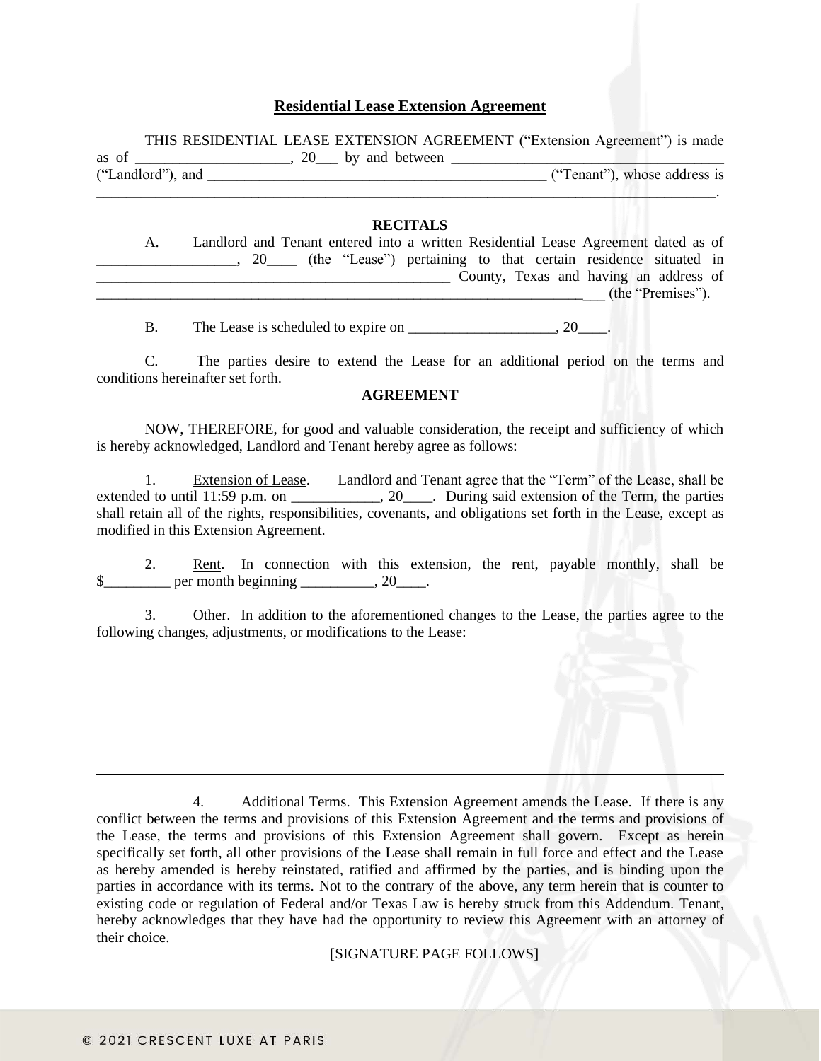## Residential Lease Extension Agreement

THIS RESIDENTIAL LEASE EXTENSION AGREEMENT ("Extension Agreement") is made as of ____________________, 20___ by and between ____________________________________ ("Landlord"), and ______________________________________________ ("Tenant"), whose address is ___________________________________________________________________________.

### RECITALS

A. Landlord and Tenant entered into a written Residential Lease Agreement dated as of __________________, 20____ (the "Lease") pertaining to that certain residence situated in ________________________________________________ County, Texas and having an address of ____________________________________________________________________ (the "Premises").

B. The Lease is scheduled to expire on ___________________, 20____.

C. The parties desire to extend the Lease for an additional period on the terms and conditions hereinafter set forth.

### AGREEMENT

NOW, THEREFORE, for good and valuable consideration, the receipt and sufficiency of which is hereby acknowledged, Landlord and Tenant hereby agree as follows:

1. Extension of Lease. Landlord and Tenant agree that the "Term" of the Lease, shall be extended to until 11:59 p.m. on ____________, 20____. During said extension of the Term, the parties shall retain all of the rights, responsibilities, covenants, and obligations set forth in the Lease, except as modified in this Extension Agreement.

2. Rent. In connection with this extension, the rent, payable monthly, shall be $_________ per month beginning __________, 20____.

3. Other. In addition to the aforementioned changes to the Lease, the parties agree to the following changes, adjustments, or modifications to the Lease: ___________________________________

_____________________________________________________________________________________

_____________________________________________________________________________________

_____________________________________________________________________________________

_____________________________________________________________________________________

_____________________________________________________________________________________

_____________________________________________________________________________________

_____________________________________________________________________________________

_____________________________________________________________________________________

4. Additional Terms. This Extension Agreement amends the Lease. If there is any conflict between the terms and provisions of this Extension Agreement and the terms and provisions of the Lease, the terms and provisions of this Extension Agreement shall govern. Except as herein specifically set forth, all other provisions of the Lease shall remain in full force and effect and the Lease as hereby amended is hereby reinstated, ratified and affirmed by the parties, and is binding upon the parties in accordance with its terms. Not to the contrary of the above, any term herein that is counter to existing code or regulation of Federal and/or Texas Law is hereby struck from this Addendum. Tenant, hereby acknowledges that they have had the opportunity to review this Agreement with an attorney of their choice.

[SIGNATURE PAGE FOLLOWS]

© 2021 CRESCENT LUXE AT PARIS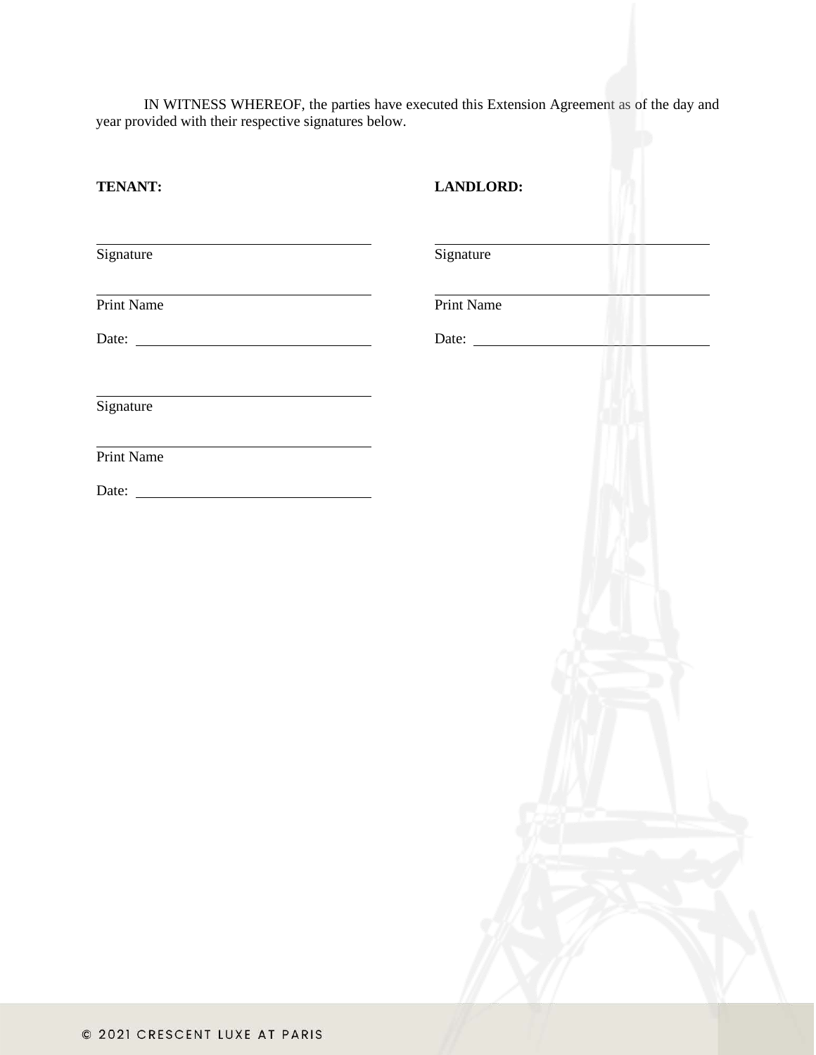IN WITNESS WHEREOF, the parties have executed this Extension Agreement as of the day and year provided with their respective signatures below.

| **TENANT:** | **LANDLORD:** |
| --- | --- |
| ______________________________ | ______________________________ |
| Signature | Signature |
| ______________________________ | ______________________________ |
| Print Name | Print Name |
| Date: ________________________ | Date: ________________________ |
| ______________________________ | |
| Signature | |
| ______________________________ | |
| Print Name | |
| Date: ________________________ | |

© 2021 CRESCENT LUXE AT PARIS